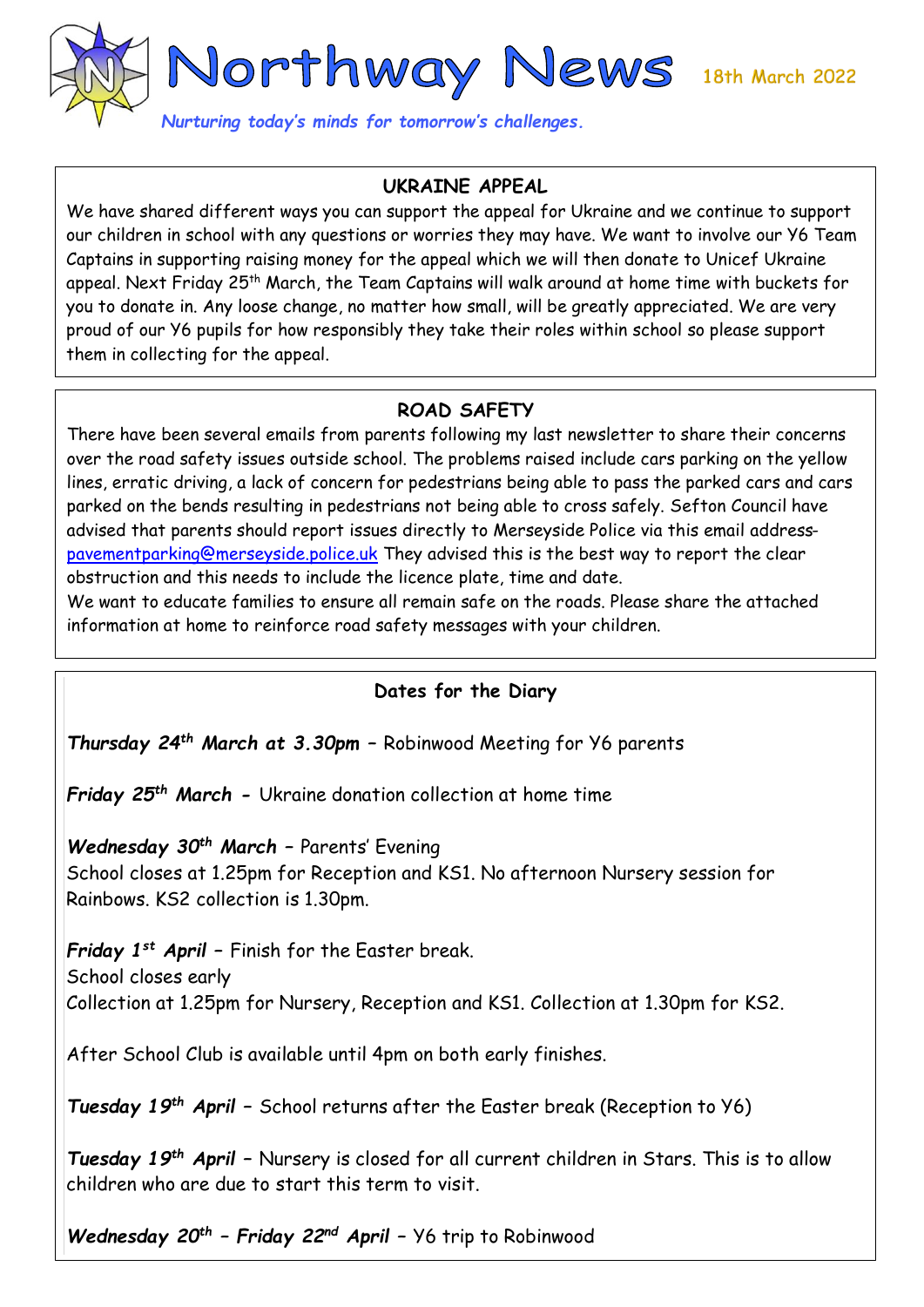# Northway News

18th March 2022

*Nurturing today's minds for tomorrow's challenges.*

## UKRAINE APPEAL

We have shared different ways you can support the appeal for Ukraine and we continue to support our children in school with any questions or worries they may have. We want to involve our Y6 Team Captains in supporting raising money for the appeal which we will then donate to Unicef Ukraine appeal. Next Friday 25th March, the Team Captains will walk around at home time with buckets for you to donate in. Any loose change, no matter how small, will be greatly appreciated. We are very proud of our Y6 pupils for how responsibly they take their roles within school so please support them in collecting for the appeal.

## ROAD SAFETY

There have been several emails from parents following my last newsletter to share their concerns over the road safety issues outside school. The problems raised include cars parking on the yellow lines, erratic driving, a lack of concern for pedestrians being able to pass the parked cars and cars parked on the bends resulting in pedestrians not being able to cross safely. Sefton Council have advised that parents should report issues directly to Merseyside Police via this email address- pavementparking@merseyside.police.uk They advised this is the best way to report the clear obstruction and this needs to include the licence plate, time and date.

We want to educate families to ensure all remain safe on the roads. Please share the attached information at home to reinforce road safety messages with your children.

## Dates for the Diary

***Thursday 24th March at 3.30pm*** – Robinwood Meeting for Y6 parents

***Friday 25th March*** - Ukraine donation collection at home time

***Wednesday 30th March*** – Parents' Evening
School closes at 1.25pm for Reception and KS1. No afternoon Nursery session for Rainbows. KS2 collection is 1.30pm.

***Friday 1st April*** – Finish for the Easter break.
School closes early
Collection at 1.25pm for Nursery, Reception and KS1. Collection at 1.30pm for KS2.

After School Club is available until 4pm on both early finishes.

***Tuesday 19th April*** – School returns after the Easter break (Reception to Y6)

***Tuesday 19th April*** – Nursery is closed for all current children in Stars. This is to allow children who are due to start this term to visit.

***Wednesday 20th – Friday 22nd April*** – Y6 trip to Robinwood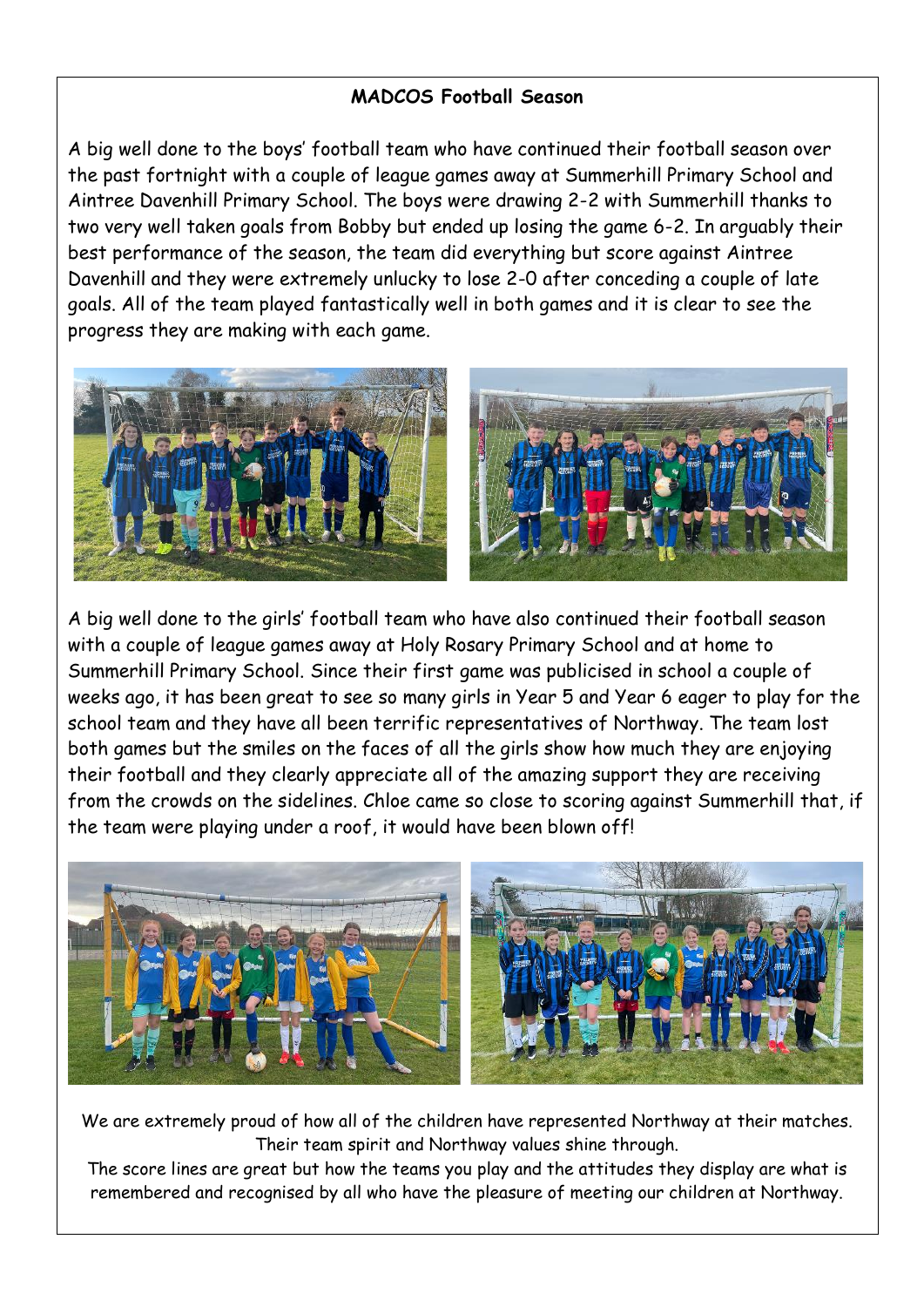**MADCOS Football Season**

A big well done to the boys' football team who have continued their football season over the past fortnight with a couple of league games away at Summerhill Primary School and Aintree Davenhill Primary School. The boys were drawing 2-2 with Summerhill thanks to two very well taken goals from Bobby but ended up losing the game 6-2. In arguably their best performance of the season, the team did everything but score against Aintree Davenhill and they were extremely unlucky to lose 2-0 after conceding a couple of late goals. All of the team played fantastically well in both games and it is clear to see the progress they are making with each game.

A big well done to the girls' football team who have also continued their football season with a couple of league games away at Holy Rosary Primary School and at home to Summerhill Primary School. Since their first game was publicised in school a couple of weeks ago, it has been great to see so many girls in Year 5 and Year 6 eager to play for the school team and they have all been terrific representatives of Northway. The team lost both games but the smiles on the faces of all the girls show how much they are enjoying their football and they clearly appreciate all of the amazing support they are receiving from the crowds on the sidelines. Chloe came so close to scoring against Summerhill that, if the team were playing under a roof, it would have been blown off!

We are extremely proud of how all of the children have represented Northway at their matches. Their team spirit and Northway values shine through.
The score lines are great but how the teams you play and the attitudes they display are what is remembered and recognised by all who have the pleasure of meeting our children at Northway.